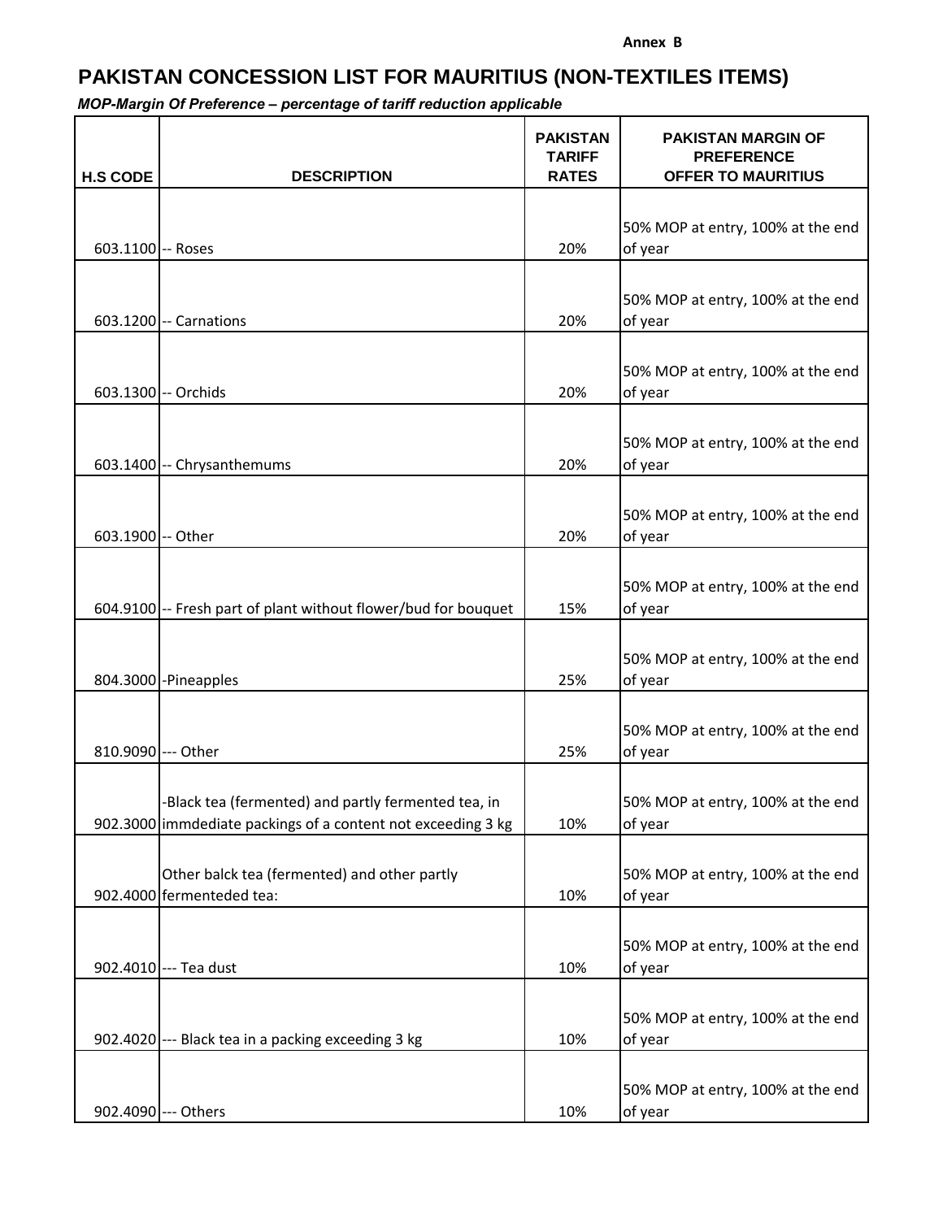Annex B

# PAKISTAN CONCESSION LIST FOR MAURITIUS (NON-TEXTILES ITEMS)

*MOP-Margin Of Preference – percentage of tariff reduction applicable*

| H.S CODE | DESCRIPTION | PAKISTAN TARIFF RATES | PAKISTAN MARGIN OF PREFERENCE OFFER TO MAURITIUS |
|---|---|---|---|
| 603.1100 | -- Roses | 20% | 50% MOP at entry, 100% at the end of year |
| 603.1200 | -- Carnations | 20% | 50% MOP at entry, 100% at the end of year |
| 603.1300 | -- Orchids | 20% | 50% MOP at entry, 100% at the end of year |
| 603.1400 | -- Chrysanthemums | 20% | 50% MOP at entry, 100% at the end of year |
| 603.1900 | -- Other | 20% | 50% MOP at entry, 100% at the end of year |
| 604.9100 | -- Fresh part of plant without flower/bud for bouquet | 15% | 50% MOP at entry, 100% at the end of year |
| 804.3000 | -Pineapples | 25% | 50% MOP at entry, 100% at the end of year |
| 810.9090 | --- Other | 25% | 50% MOP at entry, 100% at the end of year |
| 902.3000 | -Black tea (fermented) and partly fermented tea, in immdediate packings of a content not exceeding 3 kg | 10% | 50% MOP at entry, 100% at the end of year |
| 902.4000 | Other balck tea (fermented) and other partly fermenteded tea: | 10% | 50% MOP at entry, 100% at the end of year |
| 902.4010 | --- Tea dust | 10% | 50% MOP at entry, 100% at the end of year |
| 902.4020 | --- Black tea in a packing exceeding 3 kg | 10% | 50% MOP at entry, 100% at the end of year |
| 902.4090 | --- Others | 10% | 50% MOP at entry, 100% at the end of year |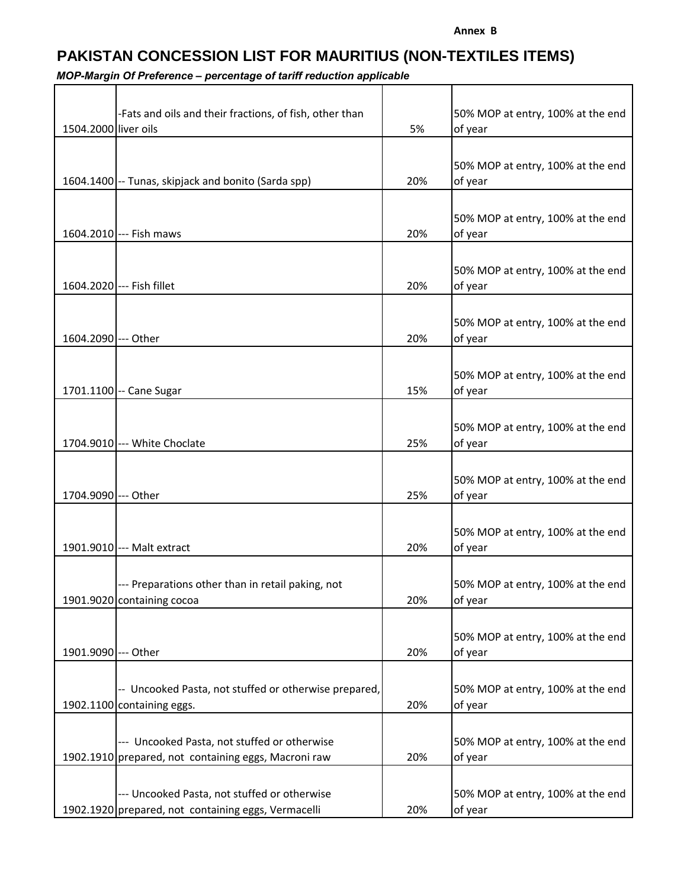Annex B

# PAKISTAN CONCESSION LIST FOR MAURITIUS (NON-TEXTILES ITEMS)

***MOP-Margin Of Preference – percentage of tariff reduction applicable***

| | | | |
|---|---|---|---|
| 1504.2000 | -Fats and oils and their fractions, of fish, other than liver oils | 5% | 50% MOP at entry, 100% at the end of year |
| 1604.1400 | -- Tunas, skipjack and bonito (Sarda spp) | 20% | 50% MOP at entry, 100% at the end of year |
| 1604.2010 | --- Fish maws | 20% | 50% MOP at entry, 100% at the end of year |
| 1604.2020 | --- Fish fillet | 20% | 50% MOP at entry, 100% at the end of year |
| 1604.2090 | --- Other | 20% | 50% MOP at entry, 100% at the end of year |
| 1701.1100 | -- Cane Sugar | 15% | 50% MOP at entry, 100% at the end of year |
| 1704.9010 | --- White Choclate | 25% | 50% MOP at entry, 100% at the end of year |
| 1704.9090 | --- Other | 25% | 50% MOP at entry, 100% at the end of year |
| 1901.9010 | --- Malt extract | 20% | 50% MOP at entry, 100% at the end of year |
| 1901.9020 | --- Preparations other than in retail paking, not containing cocoa | 20% | 50% MOP at entry, 100% at the end of year |
| 1901.9090 | --- Other | 20% | 50% MOP at entry, 100% at the end of year |
| 1902.1100 | -- Uncooked Pasta, not stuffed or otherwise prepared, containing eggs. | 20% | 50% MOP at entry, 100% at the end of year |
| 1902.1910 | --- Uncooked Pasta, not stuffed or otherwise prepared, not containing eggs, Macroni raw | 20% | 50% MOP at entry, 100% at the end of year |
| 1902.1920 | --- Uncooked Pasta, not stuffed or otherwise prepared, not containing eggs, Vermacelli | 20% | 50% MOP at entry, 100% at the end of year |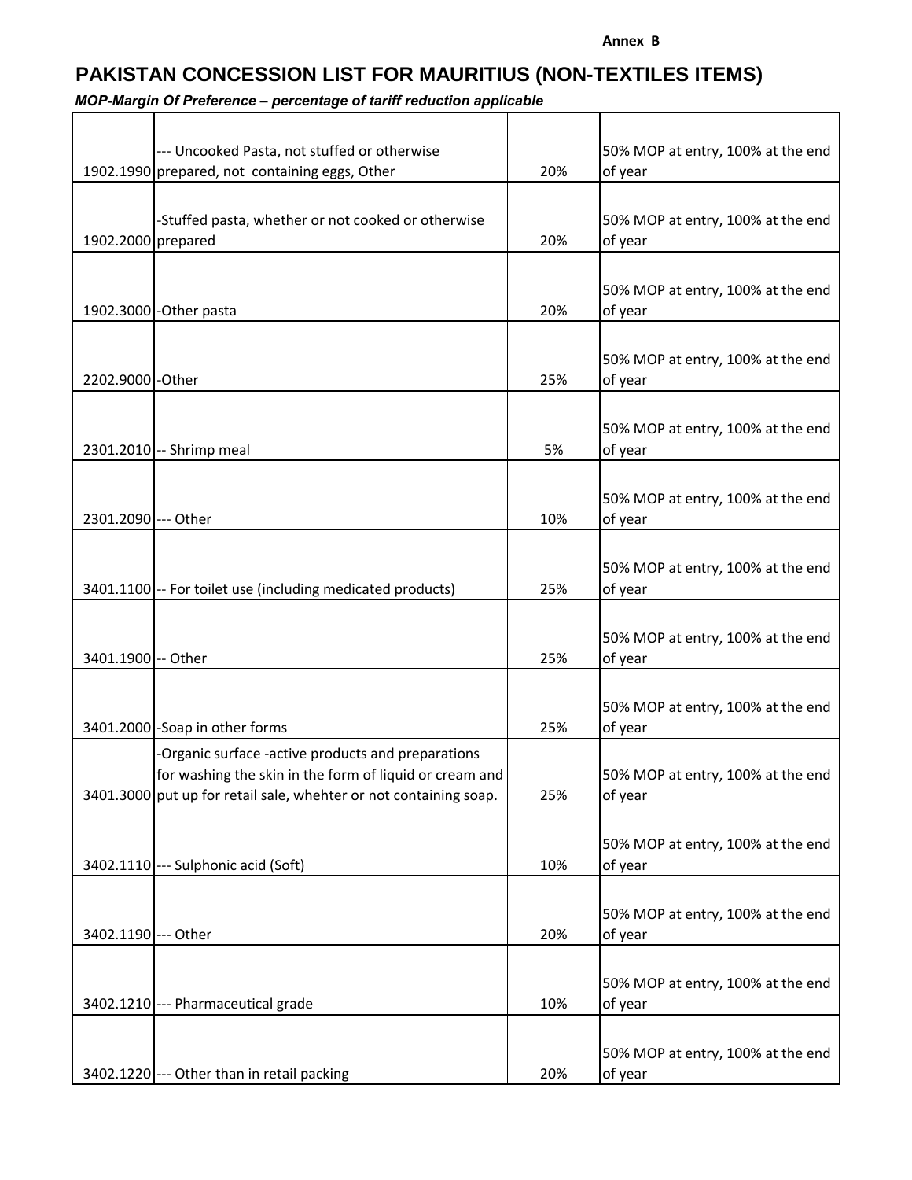Annex B

# PAKISTAN CONCESSION LIST FOR MAURITIUS (NON-TEXTILES ITEMS)

*MOP-Margin Of Preference – percentage of tariff reduction applicable*

| | | | |
|---|---|---|---|
| 1902.1990 | --- Uncooked Pasta, not stuffed or otherwise prepared, not containing eggs, Other | 20% | 50% MOP at entry, 100% at the end of year |
| 1902.2000 | -Stuffed pasta, whether or not cooked or otherwise prepared | 20% | 50% MOP at entry, 100% at the end of year |
| 1902.3000 | -Other pasta | 20% | 50% MOP at entry, 100% at the end of year |
| 2202.9000 | -Other | 25% | 50% MOP at entry, 100% at the end of year |
| 2301.2010 | -- Shrimp meal | 5% | 50% MOP at entry, 100% at the end of year |
| 2301.2090 | --- Other | 10% | 50% MOP at entry, 100% at the end of year |
| 3401.1100 | -- For toilet use (including medicated products) | 25% | 50% MOP at entry, 100% at the end of year |
| 3401.1900 | -- Other | 25% | 50% MOP at entry, 100% at the end of year |
| 3401.2000 | -Soap in other forms | 25% | 50% MOP at entry, 100% at the end of year |
| 3401.3000 | -Organic surface -active products and preparations for washing the skin in the form of liquid or cream and put up for retail sale, whehter or not containing soap. | 25% | 50% MOP at entry, 100% at the end of year |
| 3402.1110 | --- Sulphonic acid (Soft) | 10% | 50% MOP at entry, 100% at the end of year |
| 3402.1190 | --- Other | 20% | 50% MOP at entry, 100% at the end of year |
| 3402.1210 | --- Pharmaceutical grade | 10% | 50% MOP at entry, 100% at the end of year |
| 3402.1220 | --- Other than in retail packing | 20% | 50% MOP at entry, 100% at the end of year |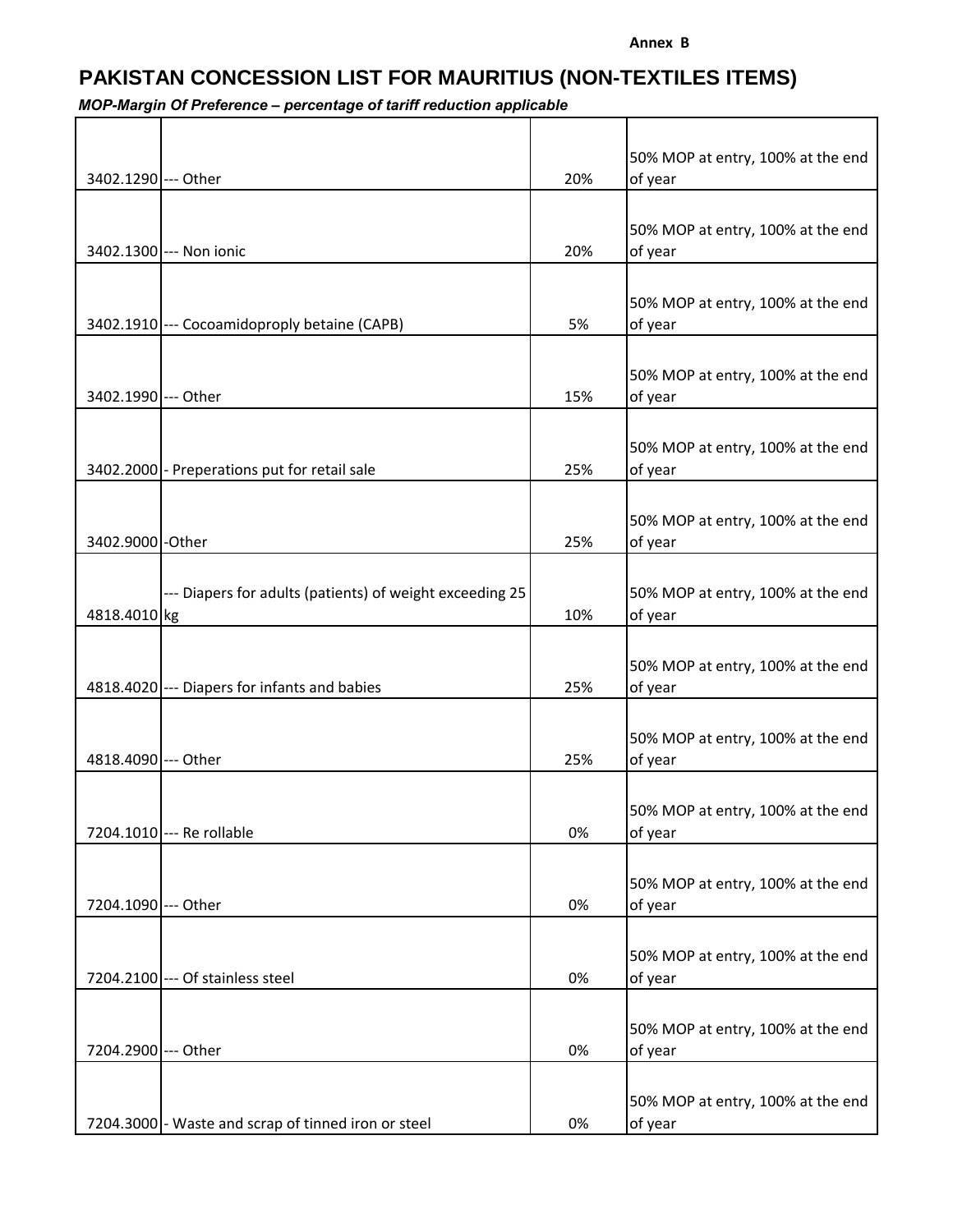Annex B

# PAKISTAN CONCESSION LIST FOR MAURITIUS (NON-TEXTILES ITEMS)

*MOP-Margin Of Preference – percentage of tariff reduction applicable*

| | | | |
|---|---|---|---|
| 3402.1290 | --- Other | 20% | 50% MOP at entry, 100% at the end of year |
| 3402.1300 | --- Non ionic | 20% | 50% MOP at entry, 100% at the end of year |
| 3402.1910 | --- Cocoamidoproply betaine (CAPB) | 5% | 50% MOP at entry, 100% at the end of year |
| 3402.1990 | --- Other | 15% | 50% MOP at entry, 100% at the end of year |
| 3402.2000 | - Preperations put for retail sale | 25% | 50% MOP at entry, 100% at the end of year |
| 3402.9000 | -Other | 25% | 50% MOP at entry, 100% at the end of year |
| 4818.4010 | --- Diapers for adults (patients) of weight exceeding 25 kg | 10% | 50% MOP at entry, 100% at the end of year |
| 4818.4020 | --- Diapers for infants and babies | 25% | 50% MOP at entry, 100% at the end of year |
| 4818.4090 | --- Other | 25% | 50% MOP at entry, 100% at the end of year |
| 7204.1010 | --- Re rollable | 0% | 50% MOP at entry, 100% at the end of year |
| 7204.1090 | --- Other | 0% | 50% MOP at entry, 100% at the end of year |
| 7204.2100 | --- Of stainless steel | 0% | 50% MOP at entry, 100% at the end of year |
| 7204.2900 | --- Other | 0% | 50% MOP at entry, 100% at the end of year |
| 7204.3000 | - Waste and scrap of tinned iron or steel | 0% | 50% MOP at entry, 100% at the end of year |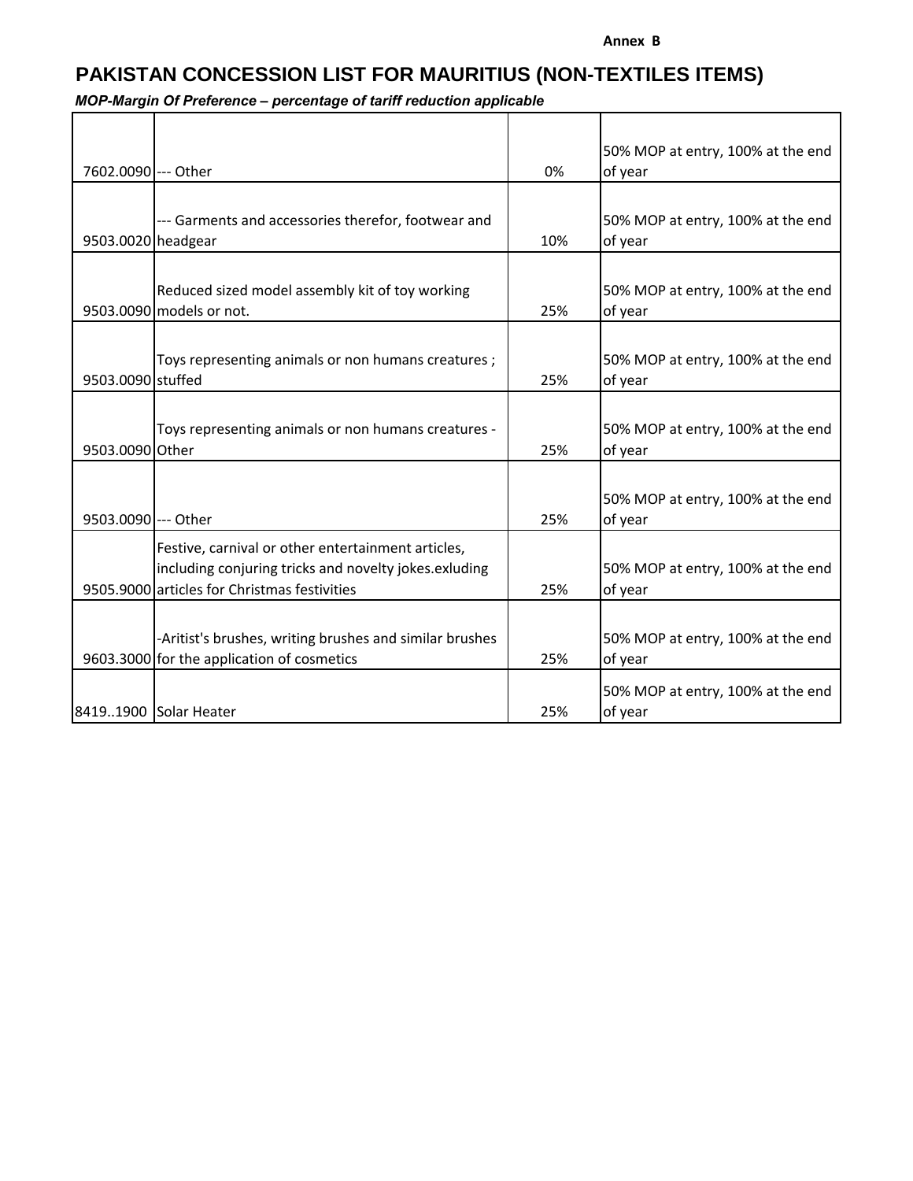**Annex B**

# PAKISTAN CONCESSION LIST FOR MAURITIUS (NON-TEXTILES ITEMS)

***MOP-Margin Of Preference – percentage of tariff reduction applicable***

| | | | |
|---|---|---|---|
| 7602.0090 | --- Other | 0% | 50% MOP at entry, 100% at the end of year |
| 9503.0020 | --- Garments and accessories therefor, footwear and headgear | 10% | 50% MOP at entry, 100% at the end of year |
| 9503.0090 | Reduced sized model assembly kit of toy working models or not. | 25% | 50% MOP at entry, 100% at the end of year |
| 9503.0090 | Toys representing animals or non humans creatures ; stuffed | 25% | 50% MOP at entry, 100% at the end of year |
| 9503.0090 | Toys representing animals or non humans creatures - Other | 25% | 50% MOP at entry, 100% at the end of year |
| 9503.0090 | --- Other | 25% | 50% MOP at entry, 100% at the end of year |
| 9505.9000 | Festive, carnival or other entertainment articles, including conjuring tricks and novelty jokes.exluding articles for Christmas festivities | 25% | 50% MOP at entry, 100% at the end of year |
| 9603.3000 | -Aritist's brushes, writing brushes and similar brushes for the application of cosmetics | 25% | 50% MOP at entry, 100% at the end of year |
| 8419..1900 | Solar Heater | 25% | 50% MOP at entry, 100% at the end of year |